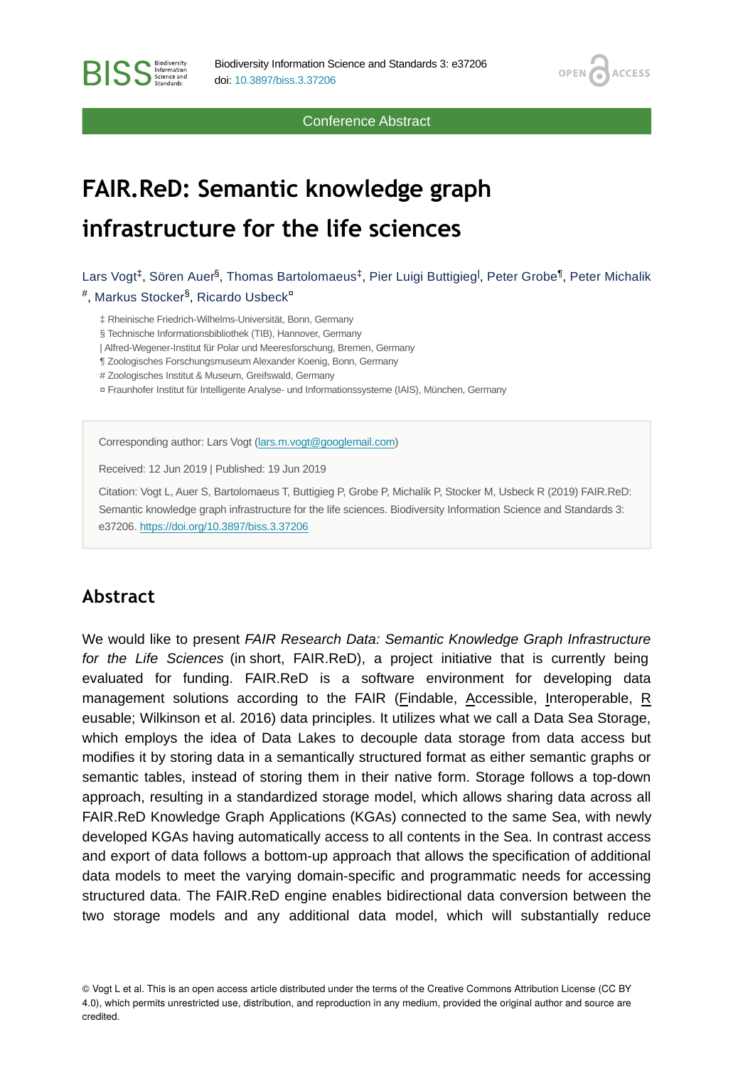Conference Abstract

# FAIR.ReD: Semantic knowledge graph infrastructure for the life sciences

Lars Vogt[‡], Sören Auer[§], Thomas Bartolomaeus[‡], Pier Luigi Buttigieg[|], Peter Grobe[¶], Peter Michalik[#], Markus Stocker[§], Ricardo Usbeck[¤]

‡ Rheinische Friedrich-Wilhelms-Universität, Bonn, Germany
§ Technische Informationsbibliothek (TIB), Hannover, Germany
| Alfred-Wegener-Institut für Polar und Meeresforschung, Bremen, Germany
¶ Zoologisches Forschungsmuseum Alexander Koenig, Bonn, Germany
# Zoologisches Institut & Museum, Greifswald, Germany
¤ Fraunhofer Institut für Intelligente Analyse- und Informationssysteme (IAIS), München, Germany

Corresponding author: Lars Vogt (lars.m.vogt@googlemail.com)

Received: 12 Jun 2019 | Published: 19 Jun 2019

Citation: Vogt L, Auer S, Bartolomaeus T, Buttigieg P, Grobe P, Michalik P, Stocker M, Usbeck R (2019) FAIR.ReD: Semantic knowledge graph infrastructure for the life sciences. Biodiversity Information Science and Standards 3: e37206. https://doi.org/10.3897/biss.3.37206

## Abstract

We would like to present *FAIR Research Data: Semantic Knowledge Graph Infrastructure for the Life Sciences* (in short, FAIR.ReD), a project initiative that is currently being evaluated for funding. FAIR.ReD is a software environment for developing data management solutions according to the FAIR (Findable, Accessible, Interoperable, Reusable; Wilkinson et al. 2016) data principles. It utilizes what we call a Data Sea Storage, which employs the idea of Data Lakes to decouple data storage from data access but modifies it by storing data in a semantically structured format as either semantic graphs or semantic tables, instead of storing them in their native form. Storage follows a top-down approach, resulting in a standardized storage model, which allows sharing data across all FAIR.ReD Knowledge Graph Applications (KGAs) connected to the same Sea, with newly developed KGAs having automatically access to all contents in the Sea. In contrast access and export of data follows a bottom-up approach that allows the specification of additional data models to meet the varying domain-specific and programmatic needs for accessing structured data. The FAIR.ReD engine enables bidirectional data conversion between the two storage models and any additional data model, which will substantially reduce

© Vogt L et al. This is an open access article distributed under the terms of the Creative Commons Attribution License (CC BY 4.0), which permits unrestricted use, distribution, and reproduction in any medium, provided the original author and source are credited.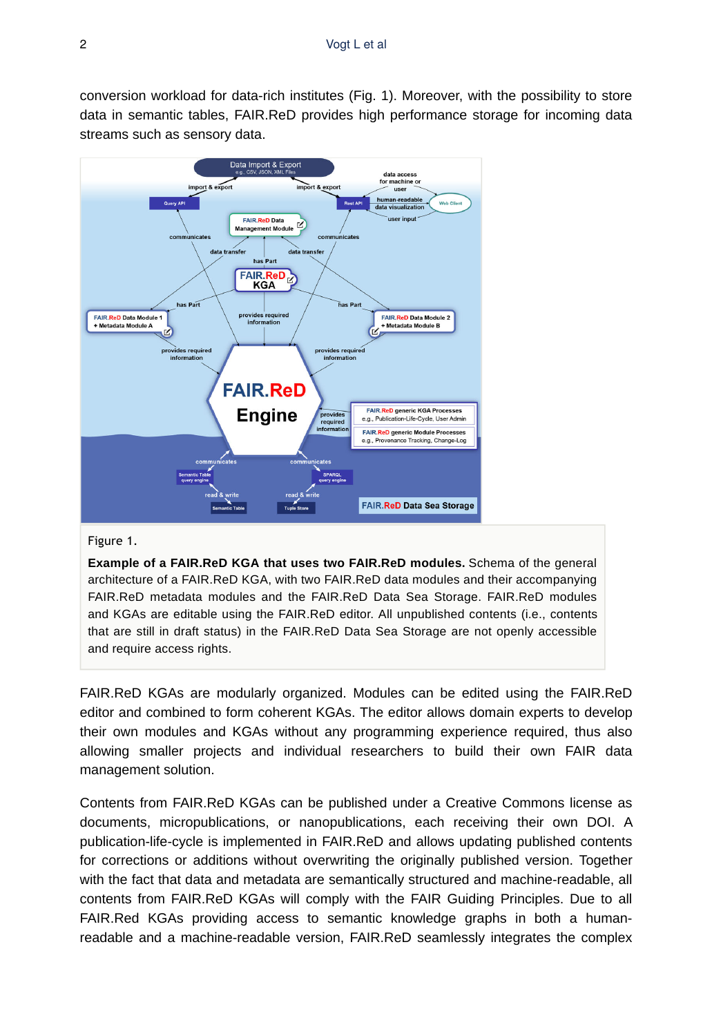conversion workload for data-rich institutes (Fig. 1). Moreover, with the possibility to store data in semantic tables, FAIR.ReD provides high performance storage for incoming data streams such as sensory data.

Figure 1.

**Example of a FAIR.ReD KGA that uses two FAIR.ReD modules.** Schema of the general architecture of a FAIR.ReD KGA, with two FAIR.ReD data modules and their accompanying FAIR.ReD metadata modules and the FAIR.ReD Data Sea Storage. FAIR.ReD modules and KGAs are editable using the FAIR.ReD editor. All unpublished contents (i.e., contents that are still in draft status) in the FAIR.ReD Data Sea Storage are not openly accessible and require access rights.

FAIR.ReD KGAs are modularly organized. Modules can be edited using the FAIR.ReD editor and combined to form coherent KGAs. The editor allows domain experts to develop their own modules and KGAs without any programming experience required, thus also allowing smaller projects and individual researchers to build their own FAIR data management solution.

Contents from FAIR.ReD KGAs can be published under a Creative Commons license as documents, micropublications, or nanopublications, each receiving their own DOI. A publication-life-cycle is implemented in FAIR.ReD and allows updating published contents for corrections or additions without overwriting the originally published version. Together with the fact that data and metadata are semantically structured and machine-readable, all contents from FAIR.ReD KGAs will comply with the FAIR Guiding Principles. Due to all FAIR.Red KGAs providing access to semantic knowledge graphs in both a human-readable and a machine-readable version, FAIR.ReD seamlessly integrates the complex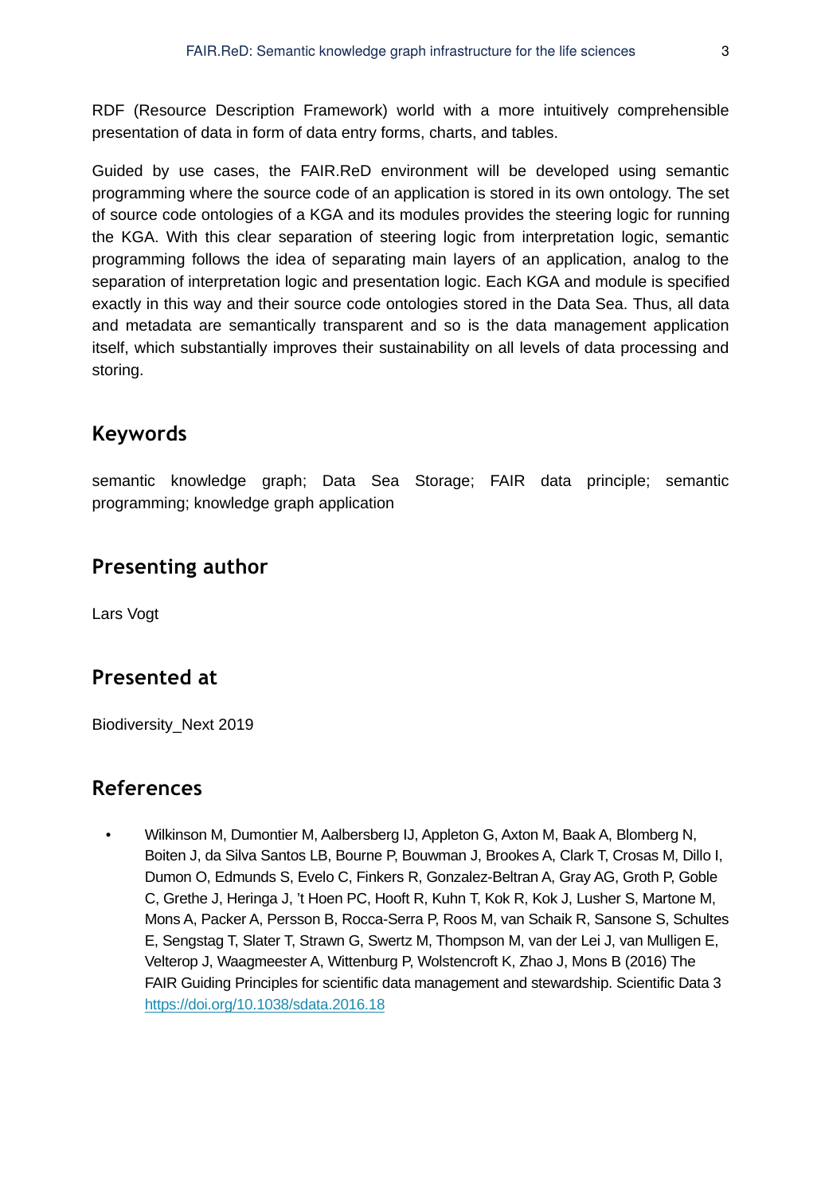RDF (Resource Description Framework) world with a more intuitively comprehensible presentation of data in form of data entry forms, charts, and tables.

Guided by use cases, the FAIR.ReD environment will be developed using semantic programming where the source code of an application is stored in its own ontology. The set of source code ontologies of a KGA and its modules provides the steering logic for running the KGA. With this clear separation of steering logic from interpretation logic, semantic programming follows the idea of separating main layers of an application, analog to the separation of interpretation logic and presentation logic. Each KGA and module is specified exactly in this way and their source code ontologies stored in the Data Sea. Thus, all data and metadata are semantically transparent and so is the data management application itself, which substantially improves their sustainability on all levels of data processing and storing.

## Keywords

semantic knowledge graph; Data Sea Storage; FAIR data principle; semantic programming; knowledge graph application

## Presenting author

Lars Vogt

## Presented at

Biodiversity_Next 2019

## References

- Wilkinson M, Dumontier M, Aalbersberg IJ, Appleton G, Axton M, Baak A, Blomberg N, Boiten J, da Silva Santos LB, Bourne P, Bouwman J, Brookes A, Clark T, Crosas M, Dillo I, Dumon O, Edmunds S, Evelo C, Finkers R, Gonzalez-Beltran A, Gray AG, Groth P, Goble C, Grethe J, Heringa J, 't Hoen PC, Hooft R, Kuhn T, Kok R, Kok J, Lusher S, Martone M, Mons A, Packer A, Persson B, Rocca-Serra P, Roos M, van Schaik R, Sansone S, Schultes E, Sengstag T, Slater T, Strawn G, Swertz M, Thompson M, van der Lei J, van Mulligen E, Velterop J, Waagmeester A, Wittenburg P, Wolstencroft K, Zhao J, Mons B (2016) The FAIR Guiding Principles for scientific data management and stewardship. Scientific Data 3 https://doi.org/10.1038/sdata.2016.18